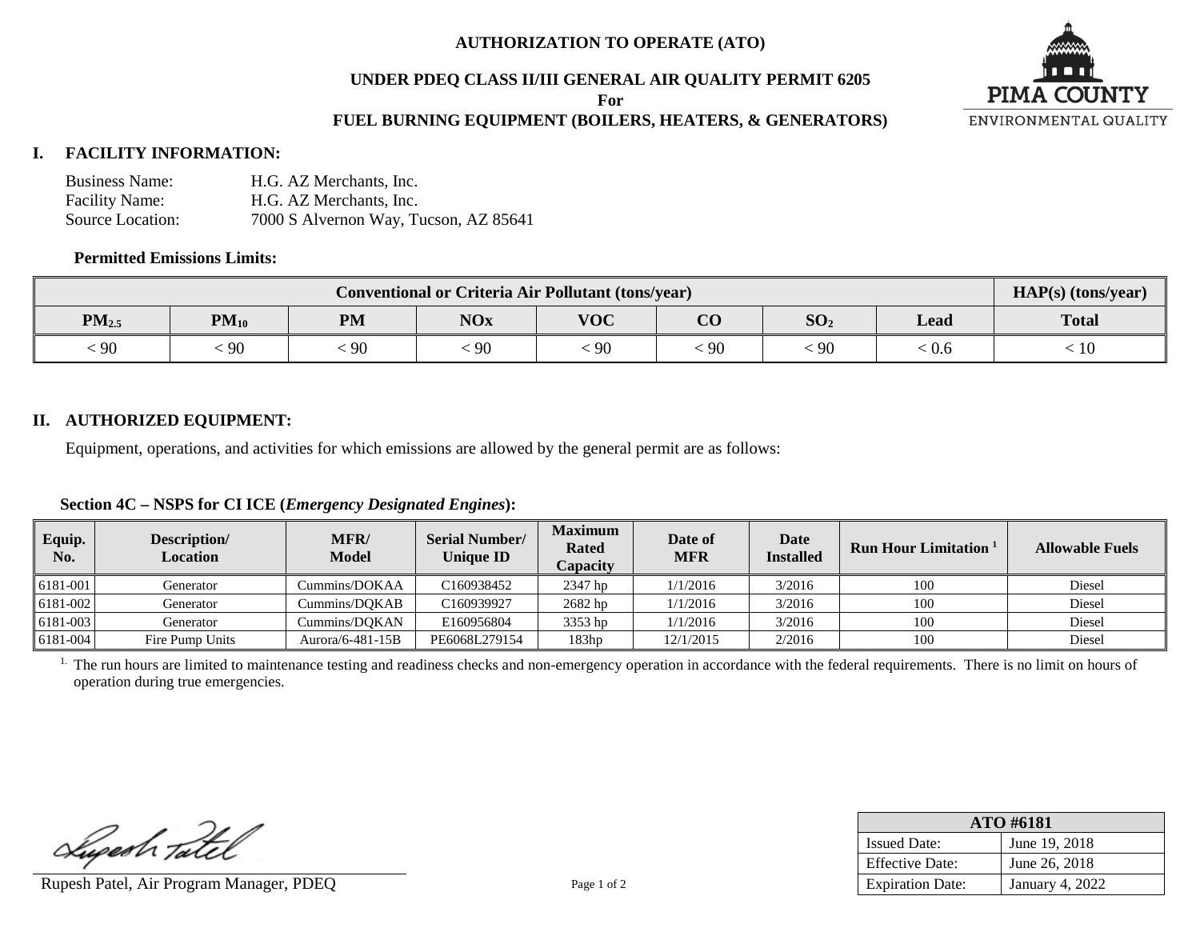# AUTHORIZATION TO OPERATE (ATO)

## UNDER PDEQ CLASS II/III GENERAL AIR QUALITY PERMIT 6205

**For**

## FUEL BURNING EQUIPMENT (BOILERS, HEATERS, & GENERATORS)

PIMA COUNTY
ENVIRONMENTAL QUALITY

## I. FACILITY INFORMATION:

Business Name: H.G. AZ Merchants, Inc.
Facility Name: H.G. AZ Merchants, Inc.
Source Location: 7000 S Alvernon Way, Tucson, AZ 85641

**Permitted Emissions Limits:**

| Conventional or Criteria Air Pollutant (tons/year) | | | | | | | | HAP(s) (tons/year) |
|---|---|---|---|---|---|---|---|---|
| $PM_{2.5}$ | $PM_{10}$ | PM | NOx | VOC | CO | $SO_2$ | Lead | Total |
| < 90 | < 90 | < 90 | < 90 | < 90 | < 90 | < 90 | < 0.6 | < 10 |

## II. AUTHORIZED EQUIPMENT:

Equipment, operations, and activities for which emissions are allowed by the general permit are as follows:

**Section 4C – NSPS for CI ICE (*Emergency Designated Engines*):**

| Equip. No. | Description/ Location | MFR/ Model | Serial Number/ Unique ID | Maximum Rated Capacity | Date of MFR | Date Installed | Run Hour Limitation [1] | Allowable Fuels |
|---|---|---|---|---|---|---|---|---|
| 6181-001 | Generator | Cummins/DOKAA | C160938452 | 2347 hp | 1/1/2016 | 3/2016 | 100 | Diesel |
| 6181-002 | Generator | Cummins/DQKAB | C160939927 | 2682 hp | 1/1/2016 | 3/2016 | 100 | Diesel |
| 6181-003 | Generator | Cummins/DQKAN | E160956804 | 3353 hp | 1/1/2016 | 3/2016 | 100 | Diesel |
| 6181-004 | Fire Pump Units | Aurora/6-481-15B | PE6068L279154 | 183hp | 12/1/2015 | 2/2016 | 100 | Diesel |

[1] The run hours are limited to maintenance testing and readiness checks and non-emergency operation in accordance with the federal requirements. There is no limit on hours of operation during true emergencies.

Rupesh Patel, Air Program Manager, PDEQ

| ATO #6181 | |
|---|---|
| Issued Date: | June 19, 2018 |
| Effective Date: | June 26, 2018 |
| Expiration Date: | January 4, 2022 |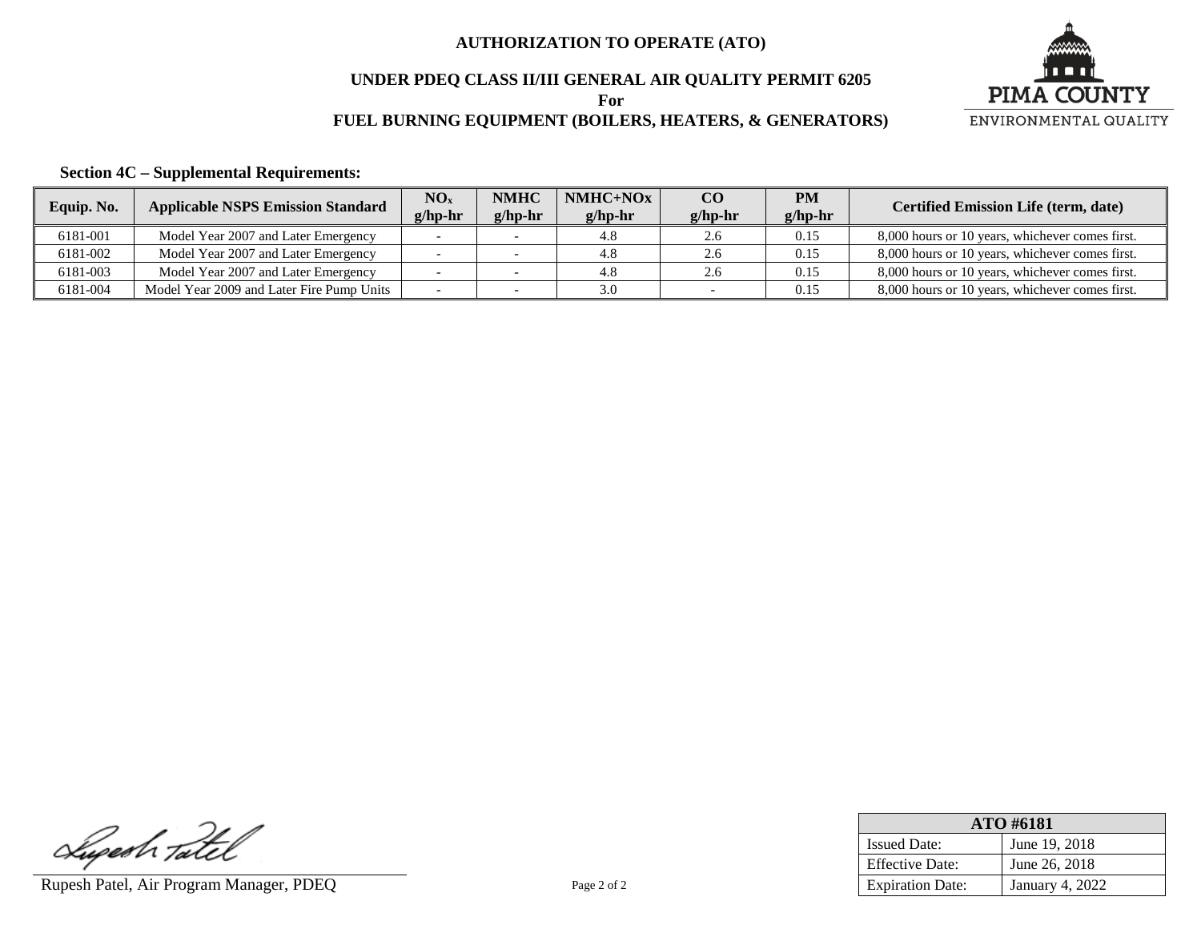**AUTHORIZATION TO OPERATE (ATO)**

**UNDER PDEQ CLASS II/III GENERAL AIR QUALITY PERMIT 6205**

**For**

**FUEL BURNING EQUIPMENT (BOILERS, HEATERS, & GENERATORS)**

PIMA COUNTY
ENVIRONMENTAL QUALITY

**Section 4C – Supplemental Requirements:**

| Equip. No. | Applicable NSPS Emission Standard | $NO_x$ g/hp-hr | NMHC g/hp-hr | NMHC+NOx g/hp-hr | CO g/hp-hr | PM g/hp-hr | Certified Emission Life (term, date) |
|---|---|---|---|---|---|---|---|
| 6181-001 | Model Year 2007 and Later Emergency | - | - | 4.8 | 2.6 | 0.15 | 8,000 hours or 10 years, whichever comes first. |
| 6181-002 | Model Year 2007 and Later Emergency | - | - | 4.8 | 2.6 | 0.15 | 8,000 hours or 10 years, whichever comes first. |
| 6181-003 | Model Year 2007 and Later Emergency | - | - | 4.8 | 2.6 | 0.15 | 8,000 hours or 10 years, whichever comes first. |
| 6181-004 | Model Year 2009 and Later Fire Pump Units | - | - | 3.0 | - | 0.15 | 8,000 hours or 10 years, whichever comes first. |

Rupesh Patel, Air Program Manager, PDEQ

| ATO #6181 | |
|---|---|
| Issued Date: | June 19, 2018 |
| Effective Date: | June 26, 2018 |
| Expiration Date: | January 4, 2022 |